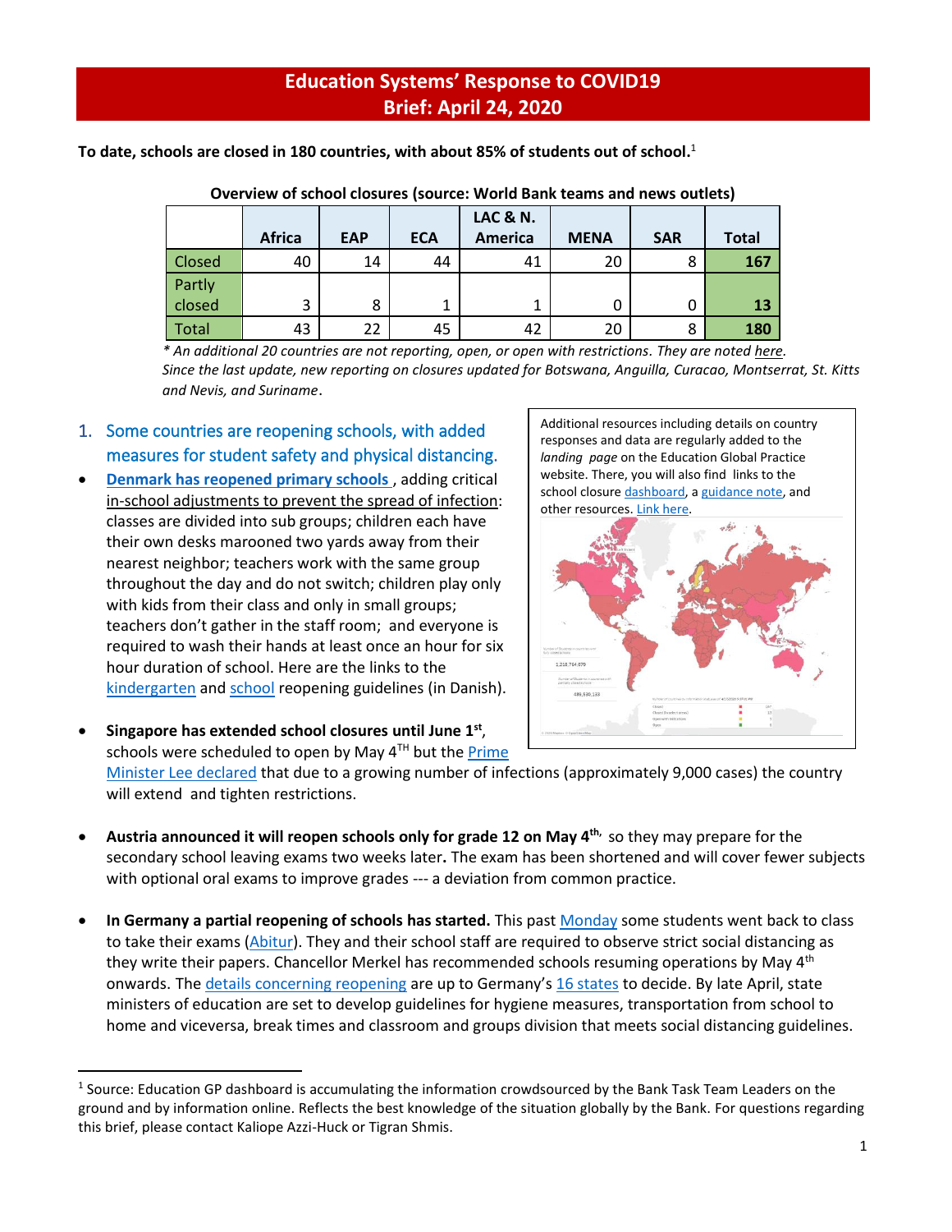# Education Systems' Response to COVID19
## Brief: April 24, 2020

**To date, schools are closed in 180 countries, with about 85% of students out of school.**[1]

**Overview of school closures (source: World Bank teams and news outlets)**

| | Africa | EAP | ECA | LAC & N. America | MENA | SAR | Total |
|---|---|---|---|---|---|---|---|
| Closed | 40 | 14 | 44 | 41 | 20 | 8 | **167** |
| Partly closed | 3 | 8 | 1 | 1 | 0 | 0 | **13** |
| Total | 43 | 22 | 45 | 42 | 20 | 8 | **180** |

*\* An additional 20 countries are not reporting, open, or open with restrictions. They are noted here. Since the last update, new reporting on closures updated for Botswana, Anguilla, Curacao, Montserrat, St. Kitts and Nevis, and Suriname*.

Additional resources including details on country responses and data are regularly added to the *landing page* on the Education Global Practice website. There, you will also find links to the school closure dashboard, a guidance note, and other resources. Link here.

### 1. Some countries are reopening schools, with added measures for student safety and physical distancing.

- **Denmark has reopened primary schools**, adding critical in-school adjustments to prevent the spread of infection: classes are divided into sub groups; children each have their own desks marooned two yards away from their nearest neighbor; teachers work with the same group throughout the day and do not switch; children play only with kids from their class and only in small groups; teachers don't gather in the staff room; and everyone is required to wash their hands at least once an hour for six hour duration of school. Here are the links to the kindergarten and school reopening guidelines (in Danish).

- **Singapore has extended school closures until June 1st**, schools were scheduled to open by May 4TH but the Prime Minister Lee declared that due to a growing number of infections (approximately 9,000 cases) the country will extend and tighten restrictions.

- **Austria announced it will reopen schools only for grade 12 on May 4th,** so they may prepare for the secondary school leaving exams two weeks later**.** The exam has been shortened and will cover fewer subjects with optional oral exams to improve grades --- a deviation from common practice.

- **In Germany a partial reopening of schools has started.** This past Monday some students went back to class to take their exams (Abitur). They and their school staff are required to observe strict social distancing as they write their papers. Chancellor Merkel has recommended schools resuming operations by May 4th onwards. The details concerning reopening are up to Germany's 16 states to decide. By late April, state ministers of education are set to develop guidelines for hygiene measures, transportation from school to home and viceversa, break times and classroom and groups division that meets social distancing guidelines.

---

[1] Source: Education GP dashboard is accumulating the information crowdsourced by the Bank Task Team Leaders on the ground and by information online. Reflects the best knowledge of the situation globally by the Bank. For questions regarding this brief, please contact Kaliope Azzi-Huck or Tigran Shmis.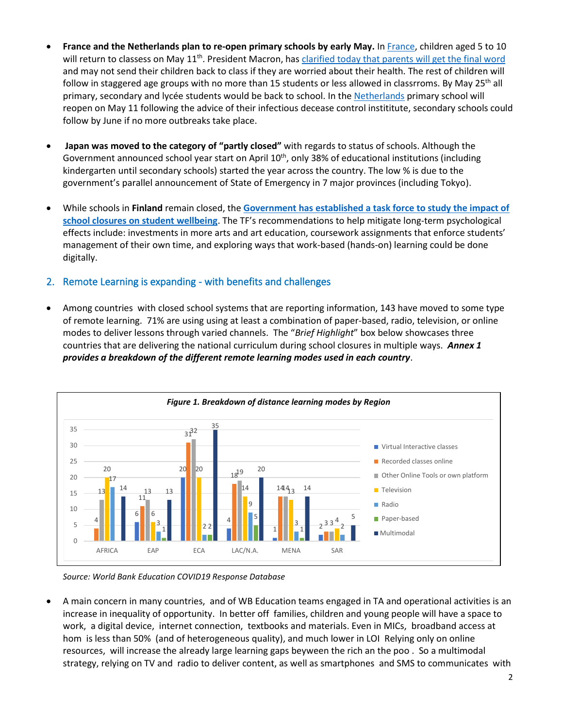- **France and the Netherlands plan to re-open primary schools by early May.** In France, children aged 5 to 10 will return to classess on May 11th. President Macron, has clarified today that parents will get the final word and may not send their children back to class if they are worried about their health. The rest of children will follow in staggered age groups with no more than 15 students or less allowed in classrroms. By May 25th all primary, secondary and lycée students would be back to school. In the Netherlands primary school will reopen on May 11 following the advice of their infectious decease control instititute, secondary schools could follow by June if no more outbreaks take place.

- **Japan was moved to the category of "partly closed"** with regards to status of schools. Although the Government announced school year start on April 10th, only 38% of educational institutions (including kindergarten until secondary schools) started the year across the country. The low % is due to the government's parallel announcement of State of Emergency in 7 major provinces (including Tokyo).

- While schools in **Finland** remain closed, the **Government has established a task force to study the impact of school closures on student wellbeing**. The TF's recommendations to help mitigate long-term psychological effects include: investments in more arts and art education, coursework assignments that enforce students' management of their own time, and exploring ways that work-based (hands-on) learning could be done digitally.

## 2. Remote Learning is expanding - with benefits and challenges

- Among countries with closed school systems that are reporting information, 143 have moved to some type of remote learning. 71% are using using at least a combination of paper-based, radio, television, or online modes to deliver lessons through varied channels. The "*Brief Highlight*" box below showcases three countries that are delivering the national curriculum during school closures in multiple ways. ***Annex 1 provides a breakdown of the different remote learning modes used in each country***.

***Figure 1. Breakdown of distance learning modes by Region***

*Source: World Bank Education COVID19 Response Database*

- A main concern in many countries, and of WB Education teams engaged in TA and operational activities is an increase in inequality of opportunity. In better off families, children and young people will have a space to work, a digital device, internet connection, textbooks and materials. Even in MICs, broadband access at hom is less than 50% (and of heterogeneous quality), and much lower in LOI Relying only on online resources, will increase the already large learning gaps beyween the rich an the poo . So a multimodal strategy, relying on TV and radio to deliver content, as well as smartphones and SMS to communicates with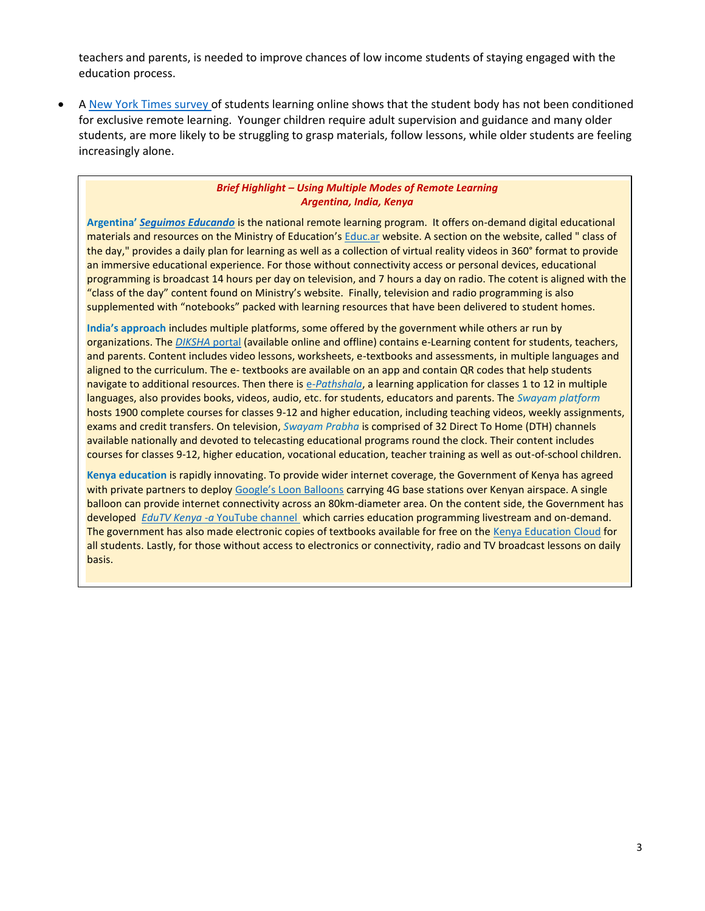teachers and parents, is needed to improve chances of low income students of staying engaged with the education process.

- A New York Times survey of students learning online shows that the student body has not been conditioned for exclusive remote learning. Younger children require adult supervision and guidance and many older students, are more likely to be struggling to grasp materials, follow lessons, while older students are feeling increasingly alone.

> ***Brief Highlight – Using Multiple Modes of Remote Learning***
> ***Argentina, India, Kenya***
>
> **Argentina' *Seguimos Educando*** is the national remote learning program. It offers on-demand digital educational materials and resources on the Ministry of Education's Educ.ar website. A section on the website, called " class of the day," provides a daily plan for learning as well as a collection of virtual reality videos in 360° format to provide an immersive educational experience. For those without connectivity access or personal devices, educational programming is broadcast 14 hours per day on television, and 7 hours a day on radio. The cotent is aligned with the "class of the day" content found on Ministry's website. Finally, television and radio programming is also supplemented with "notebooks" packed with learning resources that have been delivered to student homes.
>
> **India's approach** includes multiple platforms, some offered by the government while others ar run by organizations. The *DIKSHA* portal (available online and offline) contains e-Learning content for students, teachers, and parents. Content includes video lessons, worksheets, e-textbooks and assessments, in multiple languages and aligned to the curriculum. The e- textbooks are available on an app and contain QR codes that help students navigate to additional resources. Then there is *e-Pathshala*, a learning application for classes 1 to 12 in multiple languages, also provides books, videos, audio, etc. for students, educators and parents. The *Swayam platform* hosts 1900 complete courses for classes 9-12 and higher education, including teaching videos, weekly assignments, exams and credit transfers. On television, *Swayam Prabha* is comprised of 32 Direct To Home (DTH) channels available nationally and devoted to telecasting educational programs round the clock. Their content includes courses for classes 9-12, higher education, vocational education, teacher training as well as out-of-school children.
>
> **Kenya education** is rapidly innovating. To provide wider internet coverage, the Government of Kenya has agreed with private partners to deploy Google's Loon Balloons carrying 4G base stations over Kenyan airspace. A single balloon can provide internet connectivity across an 80km-diameter area. On the content side, the Government has developed *EduTV Kenya -a* YouTube channel which carries education programming livestream and on-demand. The government has also made electronic copies of textbooks available for free on the Kenya Education Cloud for all students. Lastly, for those without access to electronics or connectivity, radio and TV broadcast lessons on daily basis.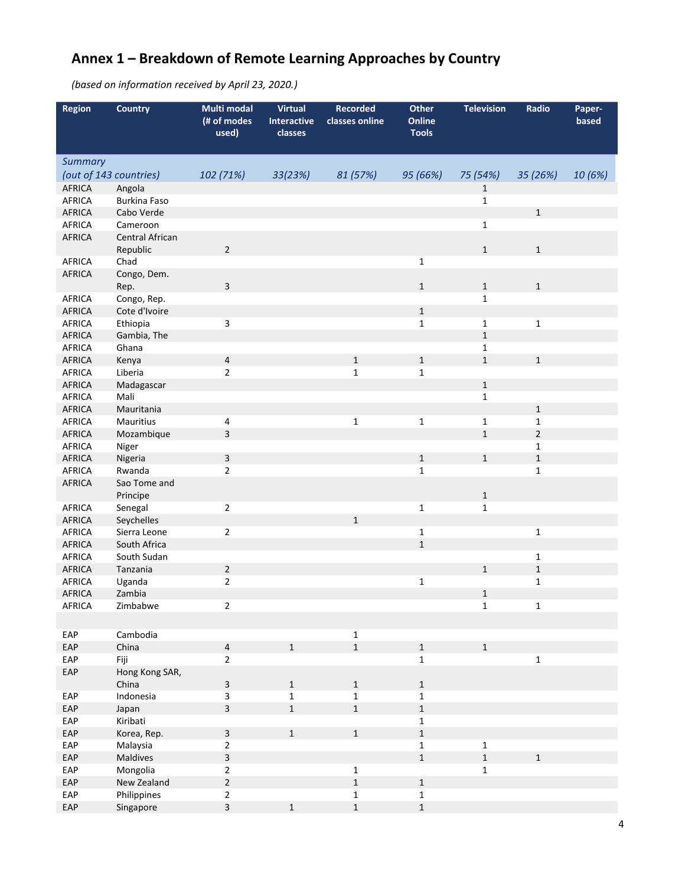## Annex 1 – Breakdown of Remote Learning Approaches by Country

*(based on information received by April 23, 2020.)*

| Region | Country | Multi modal (# of modes used) | Virtual Interactive classes | Recorded classes online | Other Online Tools | Television | Radio | Paper-based |
|---|---|---|---|---|---|---|---|---|
| *Summary (out of 143 countries)* | | *102 (71%)* | *33(23%)* | *81 (57%)* | *95 (66%)* | *75 (54%)* | *35 (26%)* | *10 (6%)* |
| AFRICA | Angola | | | | | 1 | | |
| AFRICA | Burkina Faso | | | | | 1 | | |
| AFRICA | Cabo Verde | | | | | | 1 | |
| AFRICA | Cameroon | | | | | 1 | | |
| AFRICA | Central African Republic | 2 | | | | 1 | 1 | |
| AFRICA | Chad | | | | 1 | | | |
| AFRICA | Congo, Dem. Rep. | 3 | | | 1 | 1 | 1 | |
| AFRICA | Congo, Rep. | | | | | 1 | | |
| AFRICA | Cote d'Ivoire | | | | 1 | | | |
| AFRICA | Ethiopia | 3 | | | 1 | 1 | 1 | |
| AFRICA | Gambia, The | | | | | 1 | | |
| AFRICA | Ghana | | | | | 1 | | |
| AFRICA | Kenya | 4 | | 1 | 1 | 1 | 1 | |
| AFRICA | Liberia | 2 | | 1 | 1 | | | |
| AFRICA | Madagascar | | | | | 1 | | |
| AFRICA | Mali | | | | | 1 | | |
| AFRICA | Mauritania | | | | | | 1 | |
| AFRICA | Mauritius | 4 | | 1 | 1 | 1 | 1 | |
| AFRICA | Mozambique | 3 | | | | 1 | 2 | |
| AFRICA | Niger | | | | | | 1 | |
| AFRICA | Nigeria | 3 | | | 1 | 1 | 1 | |
| AFRICA | Rwanda | 2 | | | 1 | | 1 | |
| AFRICA | Sao Tome and Principe | | | | | 1 | | |
| AFRICA | Senegal | 2 | | | 1 | 1 | | |
| AFRICA | Seychelles | | | 1 | | | | |
| AFRICA | Sierra Leone | 2 | | | 1 | | 1 | |
| AFRICA | South Africa | | | | 1 | | | |
| AFRICA | South Sudan | | | | | | 1 | |
| AFRICA | Tanzania | 2 | | | | 1 | 1 | |
| AFRICA | Uganda | 2 | | | 1 | | 1 | |
| AFRICA | Zambia | | | | | 1 | | |
| AFRICA | Zimbabwe | 2 | | | | 1 | 1 | |
| | | | | | | | | |
| EAP | Cambodia | | | 1 | | | | |
| EAP | China | 4 | 1 | 1 | 1 | 1 | | |
| EAP | Fiji | 2 | | | 1 | | 1 | |
| EAP | Hong Kong SAR, China | 3 | 1 | 1 | 1 | | | |
| EAP | Indonesia | 3 | 1 | 1 | 1 | | | |
| EAP | Japan | 3 | 1 | 1 | 1 | | | |
| EAP | Kiribati | | | | 1 | | | |
| EAP | Korea, Rep. | 3 | 1 | 1 | 1 | | | |
| EAP | Malaysia | 2 | | | 1 | 1 | | |
| EAP | Maldives | 3 | | | 1 | 1 | 1 | |
| EAP | Mongolia | 2 | | 1 | | 1 | | |
| EAP | New Zealand | 2 | | 1 | 1 | | | |
| EAP | Philippines | 2 | | 1 | 1 | | | |
| EAP | Singapore | 3 | 1 | 1 | 1 | | | |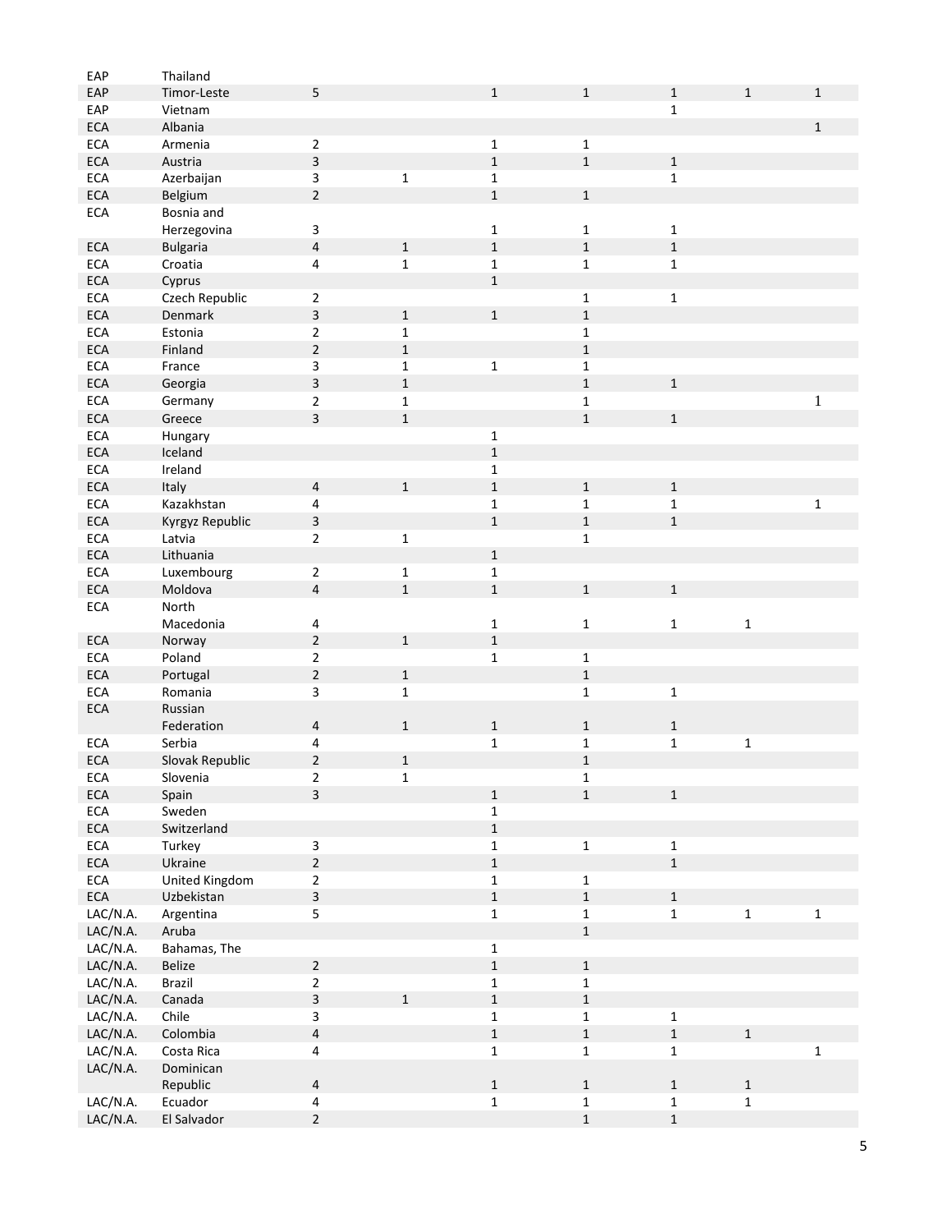| | | | | | | | | |
|---|---|---|---|---|---|---|---|---|
| EAP | Thailand | | | | | | | |
| EAP | Timor-Leste | 5 | | 1 | 1 | 1 | 1 | 1 |
| EAP | Vietnam | | | | | 1 | | |
| ECA | Albania | | | | | | | 1 |
| ECA | Armenia | 2 | | 1 | 1 | | | |
| ECA | Austria | 3 | | 1 | 1 | 1 | | |
| ECA | Azerbaijan | 3 | 1 | 1 | | 1 | | |
| ECA | Belgium | 2 | | 1 | 1 | | | |
| ECA | Bosnia and Herzegovina | 3 | | 1 | 1 | 1 | | |
| ECA | Bulgaria | 4 | 1 | 1 | 1 | 1 | | |
| ECA | Croatia | 4 | 1 | 1 | 1 | 1 | | |
| ECA | Cyprus | | | 1 | | | | |
| ECA | Czech Republic | 2 | | | 1 | 1 | | |
| ECA | Denmark | 3 | 1 | 1 | 1 | | | |
| ECA | Estonia | 2 | 1 | | 1 | | | |
| ECA | Finland | 2 | 1 | | 1 | | | |
| ECA | France | 3 | 1 | 1 | 1 | | | |
| ECA | Georgia | 3 | 1 | | 1 | 1 | | |
| ECA | Germany | 2 | 1 | | 1 | | | 1 |
| ECA | Greece | 3 | 1 | | 1 | 1 | | |
| ECA | Hungary | | | 1 | | | | |
| ECA | Iceland | | | 1 | | | | |
| ECA | Ireland | | | 1 | | | | |
| ECA | Italy | 4 | 1 | 1 | 1 | 1 | | |
| ECA | Kazakhstan | 4 | | 1 | 1 | 1 | | 1 |
| ECA | Kyrgyz Republic | 3 | | 1 | 1 | 1 | | |
| ECA | Latvia | 2 | 1 | | 1 | | | |
| ECA | Lithuania | | | 1 | | | | |
| ECA | Luxembourg | 2 | 1 | 1 | | | | |
| ECA | Moldova | 4 | 1 | 1 | 1 | 1 | | |
| ECA | North Macedonia | 4 | | 1 | 1 | 1 | 1 | |
| ECA | Norway | 2 | 1 | 1 | | | | |
| ECA | Poland | 2 | | 1 | 1 | | | |
| ECA | Portugal | 2 | 1 | | 1 | | | |
| ECA | Romania | 3 | 1 | | 1 | 1 | | |
| ECA | Russian Federation | 4 | 1 | 1 | 1 | 1 | | |
| ECA | Serbia | 4 | | 1 | 1 | 1 | 1 | |
| ECA | Slovak Republic | 2 | 1 | | 1 | | | |
| ECA | Slovenia | 2 | 1 | | 1 | | | |
| ECA | Spain | 3 | | 1 | 1 | 1 | | |
| ECA | Sweden | | | 1 | | | | |
| ECA | Switzerland | | | 1 | | | | |
| ECA | Turkey | 3 | | 1 | 1 | 1 | | |
| ECA | Ukraine | 2 | | 1 | | 1 | | |
| ECA | United Kingdom | 2 | | 1 | 1 | | | |
| ECA | Uzbekistan | 3 | | 1 | 1 | 1 | | |
| LAC/N.A. | Argentina | 5 | | 1 | 1 | 1 | 1 | 1 |
| LAC/N.A. | Aruba | | | | 1 | | | |
| LAC/N.A. | Bahamas, The | | | 1 | | | | |
| LAC/N.A. | Belize | 2 | | 1 | 1 | | | |
| LAC/N.A. | Brazil | 2 | | 1 | 1 | | | |
| LAC/N.A. | Canada | 3 | 1 | 1 | 1 | | | |
| LAC/N.A. | Chile | 3 | | 1 | 1 | 1 | | |
| LAC/N.A. | Colombia | 4 | | 1 | 1 | 1 | 1 | |
| LAC/N.A. | Costa Rica | 4 | | 1 | 1 | 1 | | 1 |
| LAC/N.A. | Dominican Republic | 4 | | 1 | 1 | 1 | 1 | |
| LAC/N.A. | Ecuador | 4 | | 1 | 1 | 1 | 1 | |
| LAC/N.A. | El Salvador | 2 | | | 1 | 1 | | |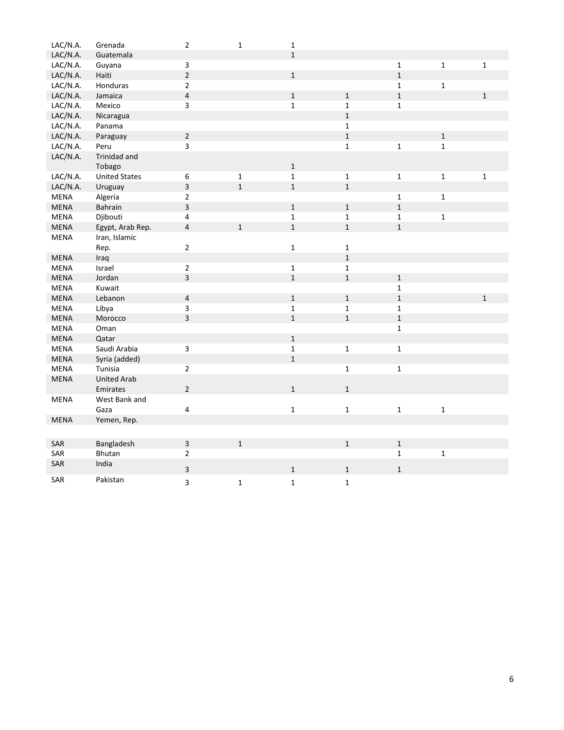| | | | | | | | | |
|---|---|---|---|---|---|---|---|---|
| LAC/N.A. | Grenada | 2 | 1 | 1 | | | | |
| LAC/N.A. | Guatemala | | | 1 | | | | |
| LAC/N.A. | Guyana | 3 | | | | 1 | 1 | 1 |
| LAC/N.A. | Haiti | 2 | | 1 | | 1 | | |
| LAC/N.A. | Honduras | 2 | | | | 1 | 1 | |
| LAC/N.A. | Jamaica | 4 | | 1 | 1 | 1 | | 1 |
| LAC/N.A. | Mexico | 3 | | 1 | 1 | 1 | | |
| LAC/N.A. | Nicaragua | | | | 1 | | | |
| LAC/N.A. | Panama | | | | 1 | | | |
| LAC/N.A. | Paraguay | 2 | | | 1 | | 1 | |
| LAC/N.A. | Peru | 3 | | | 1 | 1 | 1 | |
| LAC/N.A. | Trinidad and Tobago | | | 1 | | | | |
| LAC/N.A. | United States | 6 | 1 | 1 | 1 | 1 | 1 | 1 |
| LAC/N.A. | Uruguay | 3 | 1 | 1 | 1 | | | |
| MENA | Algeria | 2 | | | | 1 | 1 | |
| MENA | Bahrain | 3 | | 1 | 1 | 1 | | |
| MENA | Djibouti | 4 | | 1 | 1 | 1 | 1 | |
| MENA | Egypt, Arab Rep. | 4 | 1 | 1 | 1 | 1 | | |
| MENA | Iran, Islamic Rep. | 2 | | 1 | 1 | | | |
| MENA | Iraq | | | | 1 | | | |
| MENA | Israel | 2 | | 1 | 1 | | | |
| MENA | Jordan | 3 | | 1 | 1 | 1 | | |
| MENA | Kuwait | | | | | 1 | | |
| MENA | Lebanon | 4 | | 1 | 1 | 1 | | 1 |
| MENA | Libya | 3 | | 1 | 1 | 1 | | |
| MENA | Morocco | 3 | | 1 | 1 | 1 | | |
| MENA | Oman | | | | | 1 | | |
| MENA | Qatar | | | 1 | | | | |
| MENA | Saudi Arabia | 3 | | 1 | 1 | 1 | | |
| MENA | Syria (added) | | | 1 | | | | |
| MENA | Tunisia | 2 | | | 1 | 1 | | |
| MENA | United Arab Emirates | 2 | | 1 | 1 | | | |
| MENA | West Bank and Gaza | 4 | | 1 | 1 | 1 | 1 | |
| MENA | Yemen, Rep. | | | | | | | |
| | | | | | | | | |
| SAR | Bangladesh | 3 | 1 | | 1 | 1 | | |
| SAR | Bhutan | 2 | | | | 1 | 1 | |
| SAR | India | 3 | | 1 | 1 | 1 | | |
| SAR | Pakistan | 3 | 1 | 1 | 1 | | | |